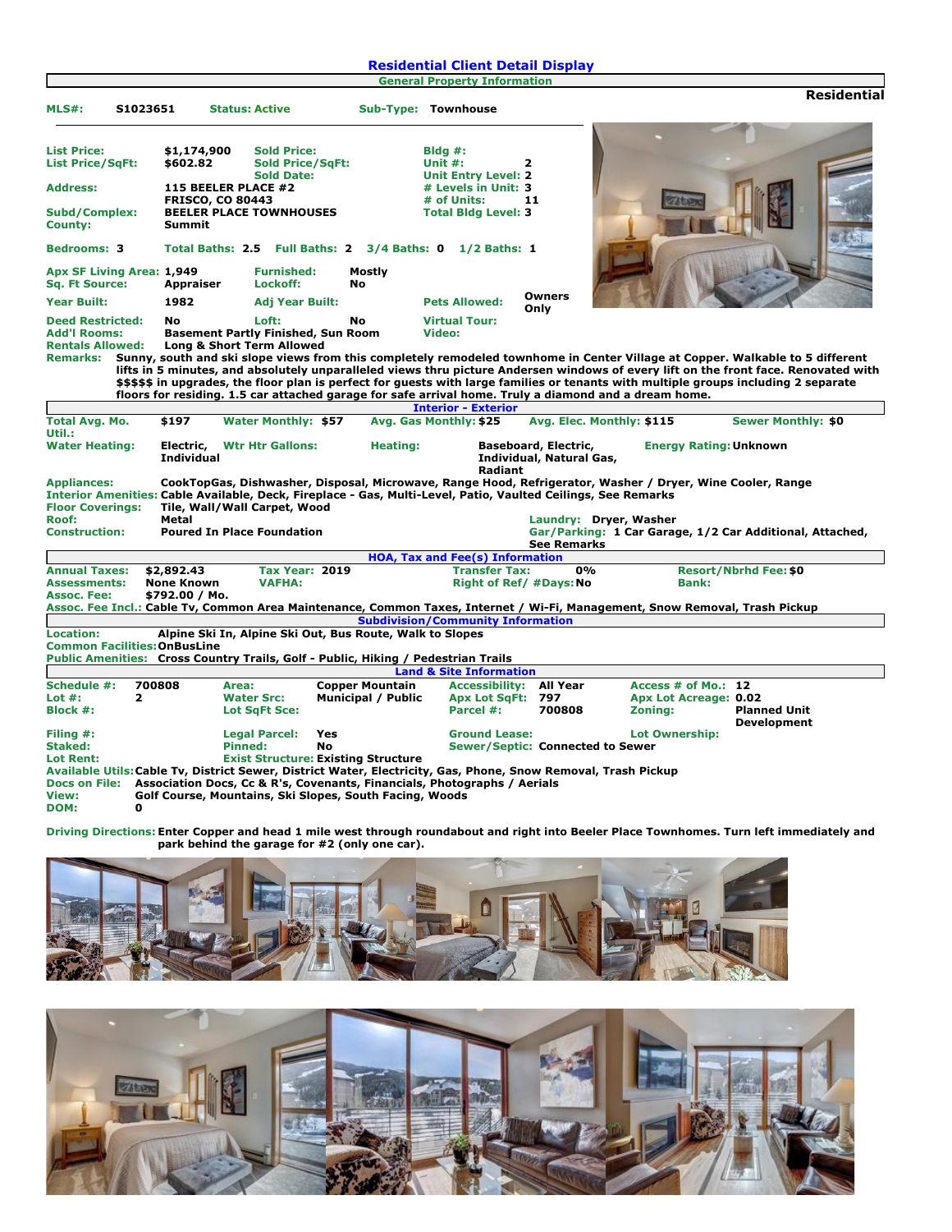# Residential Client Detail Display

## General Property Information

**Residential**

**MLS#:** S1023651 **Status:** Active **Sub-Type:** Townhouse

| | | | | | |
|---|---|---|---|---|---|
| **List Price:** | $1,174,900 | **Sold Price:** | | **Bldg #:** | |
| **List Price/SqFt:** | $602.82 | **Sold Price/SqFt:** | | **Unit #:** | 2 |
| | | **Sold Date:** | | **Unit Entry Level:** | 2 |
| **Address:** | 115 BEELER PLACE #2 | | | **# Levels in Unit:** | 3 |
| | FRISCO, CO 80443 | | | **# of Units:** | 11 |
| **Subd/Complex:** | BEELER PLACE TOWNHOUSES | | | **Total Bldg Level:** | 3 |
| **County:** | Summit | | | | |

**Bedrooms:** 3 **Total Baths:** 2.5 **Full Baths:** 2 **3/4 Baths:** 0 **1/2 Baths:** 1

| | | | | | |
|---|---|---|---|---|---|
| **Apx SF Living Area:** | 1,949 | **Furnished:** | Mostly | | |
| **Sq. Ft Source:** | Appraiser | **Lockoff:** | No | | |
| **Year Built:** | 1982 | **Adj Year Built:** | | **Pets Allowed:** | Owners Only |
| **Deed Restricted:** | No | **Loft:** | No | **Virtual Tour:** | |
| **Add'l Rooms:** | Basement Partly Finished, Sun Room | | | **Video:** | |
| **Rentals Allowed:** | Long & Short Term Allowed | | | | |

**Remarks:** Sunny, south and ski slope views from this completely remodeled townhome in Center Village at Copper. Walkable to 5 different lifts in 5 minutes, and absolutely unparalleled views thru picture Andersen windows of every lift on the front face. Renovated with $$$$$ in upgrades, the floor plan is perfect for guests with large families or tenants with multiple groups including 2 separate floors for residing. 1.5 car attached garage for safe arrival home. Truly a diamond and a dream home.

## Interior - Exterior

**Total Avg. Mo. Util.:** $197 **Water Monthly:** $57 **Avg. Gas Monthly:** $25 **Avg. Elec. Monthly:** $115 **Sewer Monthly:** $0

**Water Heating:** Electric, Individual **Wtr Htr Gallons:** **Heating:** Baseboard, Electric, Individual, Natural Gas, Radiant **Energy Rating:** Unknown

**Appliances:** CookTopGas, Dishwasher, Disposal, Microwave, Range Hood, Refrigerator, Washer / Dryer, Wine Cooler, Range

**Interior Amenities:** Cable Available, Deck, Fireplace - Gas, Multi-Level, Patio, Vaulted Ceilings, See Remarks

**Floor Coverings:** Tile, Wall/Wall Carpet, Wood

**Roof:** Metal **Laundry:** Dryer, Washer

**Construction:** Poured In Place Foundation **Gar/Parking:** 1 Car Garage, 1/2 Car Additional, Attached, See Remarks

## HOA, Tax and Fee(s) Information

| | | | | | | | |
|---|---|---|---|---|---|---|---|
| **Annual Taxes:** | $2,892.43 | **Tax Year:** | 2019 | **Transfer Tax:** | 0% | **Resort/Nbrhd Fee:** | $0 |
| **Assessments:** | None Known | **VAFHA:** | | **Right of Ref/ #Days:** | No | **Bank:** | |
| **Assoc. Fee:** | $792.00 / Mo. | | | | | | |

**Assoc. Fee Incl.:** Cable Tv, Common Area Maintenance, Common Taxes, Internet / Wi-Fi, Management, Snow Removal, Trash Pickup

## Subdivision/Community Information

**Location:** Alpine Ski In, Alpine Ski Out, Bus Route, Walk to Slopes

**Common Facilities:** OnBusLine

**Public Amenities:** Cross Country Trails, Golf - Public, Hiking / Pedestrian Trails

## Land & Site Information

| | | | | | | | |
|---|---|---|---|---|---|---|---|
| **Schedule #:** | 700808 | **Area:** | Copper Mountain | **Accessibility:** | All Year | **Access # of Mo.:** | 12 |
| **Lot #:** | 2 | **Water Src:** | Municipal / Public | **Apx Lot SqFt:** | 797 | **Apx Lot Acreage:** | 0.02 |
| **Block #:** | | **Lot SqFt Sce:** | | **Parcel #:** | 700808 | **Zoning:** | Planned Unit Development |
| **Filing #:** | | **Legal Parcel:** | Yes | **Ground Lease:** | | **Lot Ownership:** | |
| **Staked:** | | **Pinned:** | No | **Sewer/Septic:** | Connected to Sewer | | |
| **Lot Rent:** | | **Exist Structure:** | Existing Structure | | | | |

**Available Utils:** Cable Tv, District Sewer, District Water, Electricity, Gas, Phone, Snow Removal, Trash Pickup

**Docs on File:** Association Docs, Cc & R's, Covenants, Financials, Photographs / Aerials

**View:** Golf Course, Mountains, Ski Slopes, South Facing, Woods

**DOM:** 0

**Driving Directions:** Enter Copper and head 1 mile west through roundabout and right into Beeler Place Townhomes. Turn left immediately and park behind the garage for #2 (only one car).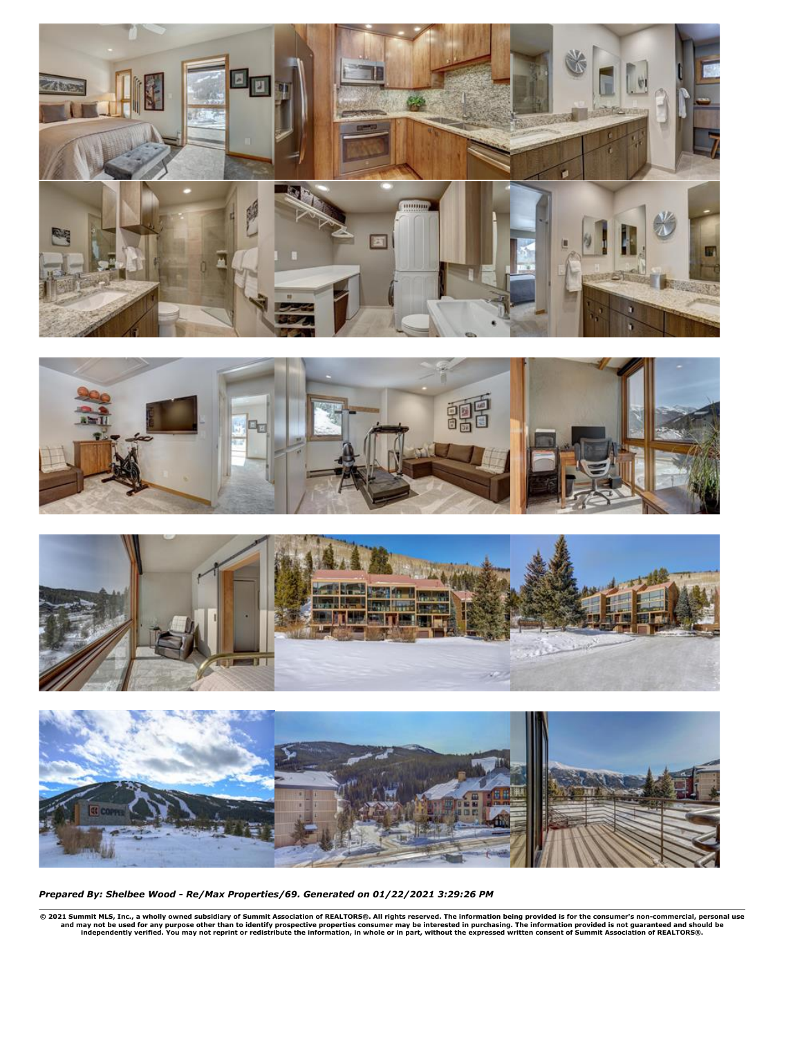*Prepared By: Shelbee Wood - Re/Max Properties/69. Generated on 01/22/2021 3:29:26 PM*

**© 2021 Summit MLS, Inc., a wholly owned subsidiary of Summit Association of REALTORS®. All rights reserved. The information being provided is for the consumer's non-commercial, personal use and may not be used for any purpose other than to identify prospective properties consumer may be interested in purchasing. The information provided is not guaranteed and should be independently verified. You may not reprint or redistribute the information, in whole or in part, without the expressed written consent of Summit Association of REALTORS®.**